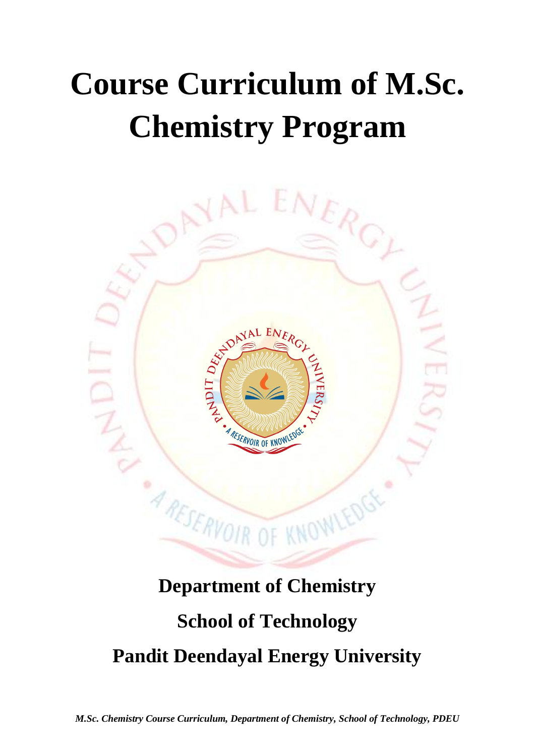# Course Curriculum of M.Sc. Chemistry Program

## Department of Chemistry

## School of Technology

## Pandit Deendayal Energy University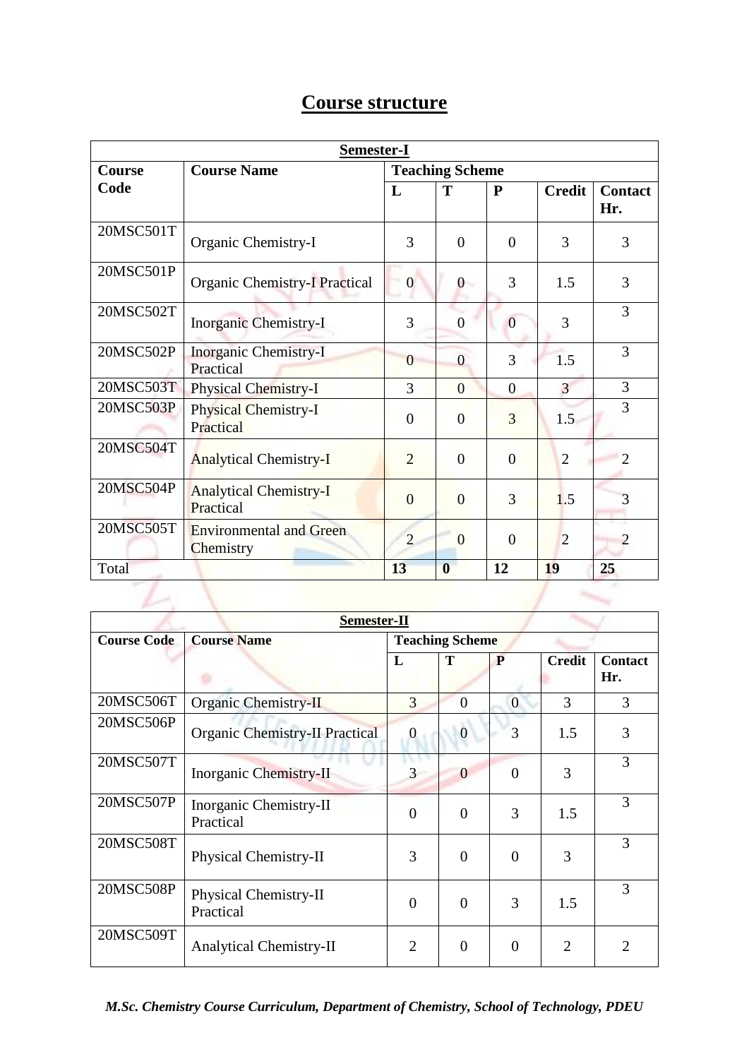# Course structure

| Semester-I | | | | | | |
|---|---|---|---|---|---|---|
| **Course Code** | **Course Name** | **Teaching Scheme** | | | | |
| | | **L** | **T** | **P** | **Credit** | **Contact Hr.** |
| 20MSC501T | Organic Chemistry-I | 3 | 0 | 0 | 3 | 3 |
| 20MSC501P | Organic Chemistry-I Practical | 0 | 0 | 3 | 1.5 | 3 |
| 20MSC502T | Inorganic Chemistry-I | 3 | 0 | 0 | 3 | 3 |
| 20MSC502P | Inorganic Chemistry-I Practical | 0 | 0 | 3 | 1.5 | 3 |
| 20MSC503T | Physical Chemistry-I | 3 | 0 | 0 | 3 | 3 |
| 20MSC503P | Physical Chemistry-I Practical | 0 | 0 | 3 | 1.5 | 3 |
| 20MSC504T | Analytical Chemistry-I | 2 | 0 | 0 | 2 | 2 |
| 20MSC504P | Analytical Chemistry-I Practical | 0 | 0 | 3 | 1.5 | 3 |
| 20MSC505T | Environmental and Green Chemistry | 2 | 0 | 0 | 2 | 2 |
| Total | | **13** | **0** | **12** | **19** | **25** |

| Semester-II | | | | | | |
|---|---|---|---|---|---|---|
| **Course Code** | **Course Name** | **Teaching Scheme** | | | | |
| | | **L** | **T** | **P** | **Credit** | **Contact Hr.** |
| 20MSC506T | Organic Chemistry-II | 3 | 0 | 0 | 3 | 3 |
| 20MSC506P | Organic Chemistry-II Practical | 0 | 0 | 3 | 1.5 | 3 |
| 20MSC507T | Inorganic Chemistry-II | 3 | 0 | 0 | 3 | 3 |
| 20MSC507P | Inorganic Chemistry-II Practical | 0 | 0 | 3 | 1.5 | 3 |
| 20MSC508T | Physical Chemistry-II | 3 | 0 | 0 | 3 | 3 |
| 20MSC508P | Physical Chemistry-II Practical | 0 | 0 | 3 | 1.5 | 3 |
| 20MSC509T | Analytical Chemistry-II | 2 | 0 | 0 | 2 | 2 |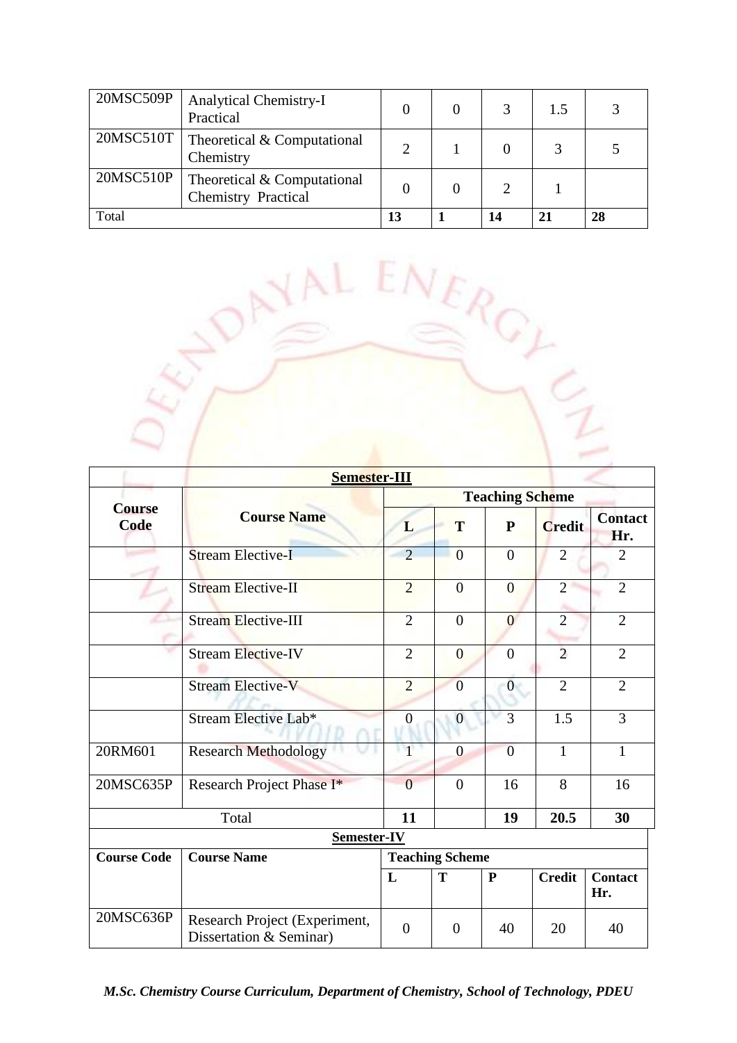| 20MSC509P | Analytical Chemistry-I Practical | 0 | 0 | 3 | 1.5 | 3 |
|---|---|---|---|---|---|---|
| 20MSC510T | Theoretical & Computational Chemistry | 2 | 1 | 0 | 3 | 5 |
| 20MSC510P | Theoretical & Computational Chemistry Practical | 0 | 0 | 2 | 1 | |
| Total | | 13 | 1 | 14 | 21 | 28 |

**Semester-III**

| Course Code | Course Name | Teaching Scheme | | | | |
|---|---|---|---|---|---|---|
| | | L | T | P | Credit | Contact Hr. |
| | Stream Elective-I | 2 | 0 | 0 | 2 | 2 |
| | Stream Elective-II | 2 | 0 | 0 | 2 | 2 |
| | Stream Elective-III | 2 | 0 | 0 | 2 | 2 |
| | Stream Elective-IV | 2 | 0 | 0 | 2 | 2 |
| | Stream Elective-V | 2 | 0 | 0 | 2 | 2 |
| | Stream Elective Lab* | 0 | 0 | 3 | 1.5 | 3 |
| 20RM601 | Research Methodology | 1 | 0 | 0 | 1 | 1 |
| 20MSC635P | Research Project Phase I* | 0 | 0 | 16 | 8 | 16 |
| Total | | 11 | | 19 | 20.5 | 30 |

**Semester-IV**

| Course Code | Course Name | Teaching Scheme | | | | |
|---|---|---|---|---|---|---|
| | | L | T | P | Credit | Contact Hr. |
| 20MSC636P | Research Project (Experiment, Dissertation & Seminar) | 0 | 0 | 40 | 20 | 40 |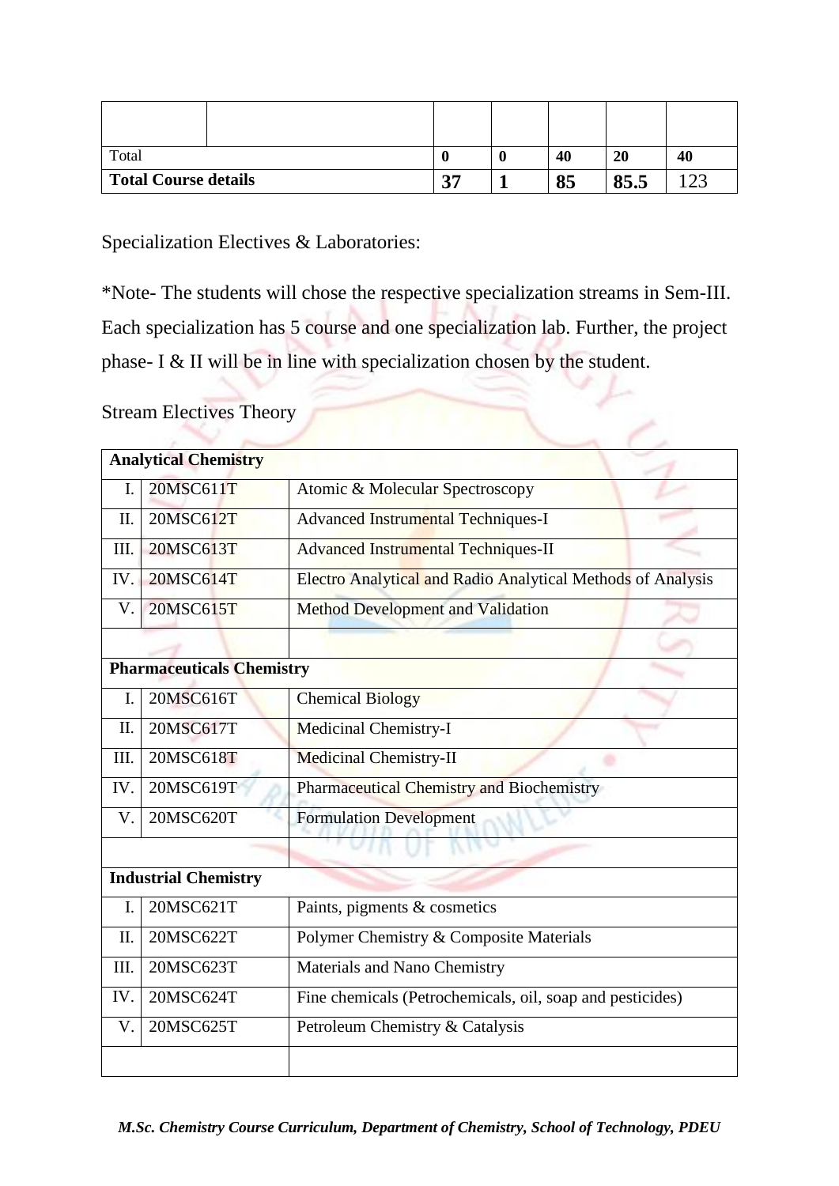| | | | | | | |
|---|---|---|---|---|---|---|
| | | | | | | |
| Total | | **0** | **0** | **40** | **20** | **40** |
| **Total Course details** | | **37** | **1** | **85** | **85.5** | 123 |

Specialization Electives & Laboratories:

*Note- The students will chose the respective specialization streams in Sem-III. Each specialization has 5 course and one specialization lab. Further, the project phase- I & II will be in line with specialization chosen by the student.

Stream Electives Theory

| **Analytical Chemistry** | | |
|---|---|---|
| I. | 20MSC611T | Atomic & Molecular Spectroscopy |
| II. | 20MSC612T | Advanced Instrumental Techniques-I |
| III. | 20MSC613T | Advanced Instrumental Techniques-II |
| IV. | 20MSC614T | Electro Analytical and Radio Analytical Methods of Analysis |
| V. | 20MSC615T | Method Development and Validation |
| | | |
| **Pharmaceuticals Chemistry** | | |
| I. | 20MSC616T | Chemical Biology |
| II. | 20MSC617T | Medicinal Chemistry-I |
| III. | 20MSC618T | Medicinal Chemistry-II |
| IV. | 20MSC619T | Pharmaceutical Chemistry and Biochemistry |
| V. | 20MSC620T | Formulation Development |
| | | |
| **Industrial Chemistry** | | |
| I. | 20MSC621T | Paints, pigments & cosmetics |
| II. | 20MSC622T | Polymer Chemistry & Composite Materials |
| III. | 20MSC623T | Materials and Nano Chemistry |
| IV. | 20MSC624T | Fine chemicals (Petrochemicals, oil, soap and pesticides) |
| V. | 20MSC625T | Petroleum Chemistry & Catalysis |
| | | |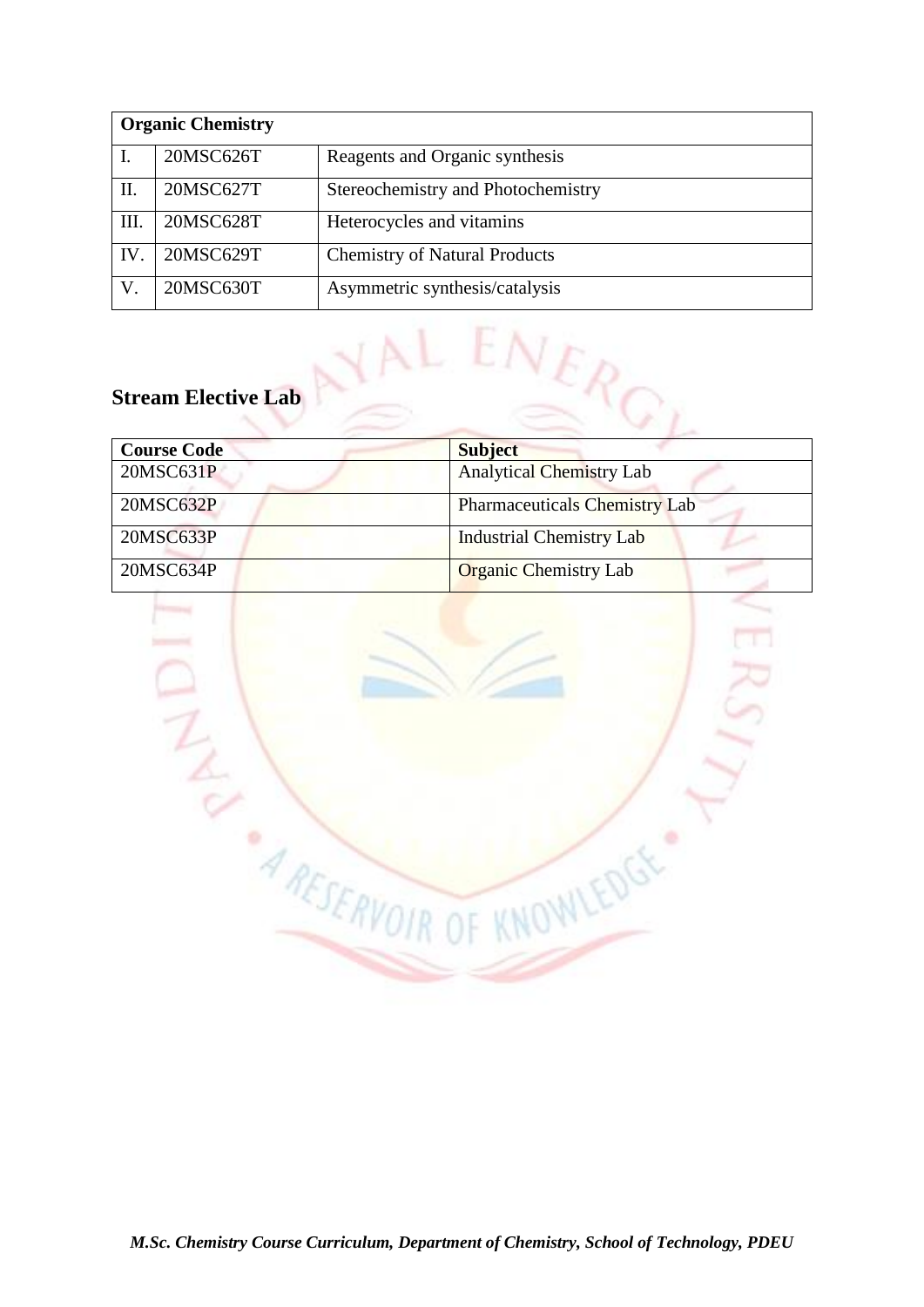| Organic Chemistry | | |
|---|---|---|
| I. | 20MSC626T | Reagents and Organic synthesis |
| II. | 20MSC627T | Stereochemistry and Photochemistry |
| III. | 20MSC628T | Heterocycles and vitamins |
| IV. | 20MSC629T | Chemistry of Natural Products |
| V. | 20MSC630T | Asymmetric synthesis/catalysis |

## Stream Elective Lab

| Course Code | Subject |
|---|---|
| 20MSC631P | Analytical Chemistry Lab |
| 20MSC632P | Pharmaceuticals Chemistry Lab |
| 20MSC633P | Industrial Chemistry Lab |
| 20MSC634P | Organic Chemistry Lab |